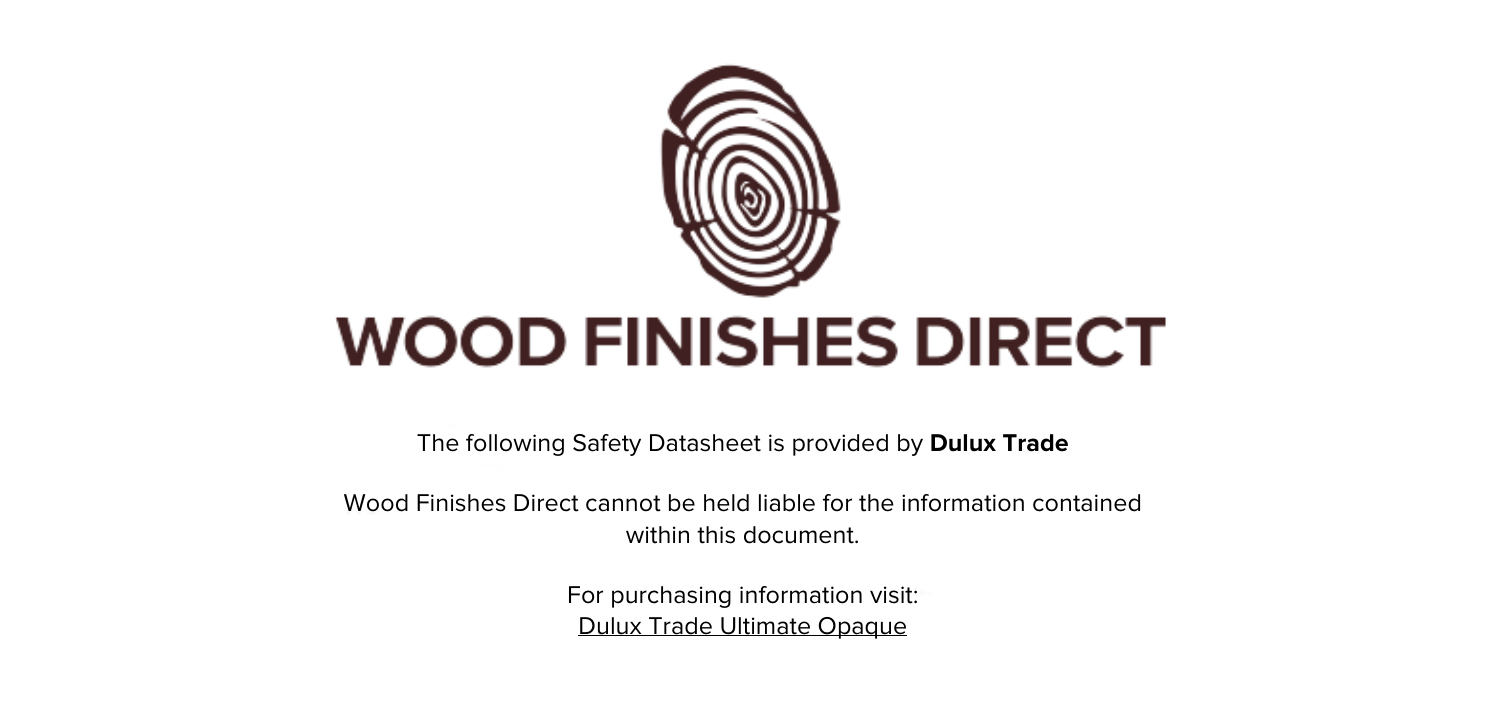# WOOD FINISHES DIRECT

The following Safety Datasheet is provided by **Dulux Trade**

Wood Finishes Direct cannot be held liable for the information contained within this document.

For purchasing information visit:
Dulux Trade Ultimate Opaque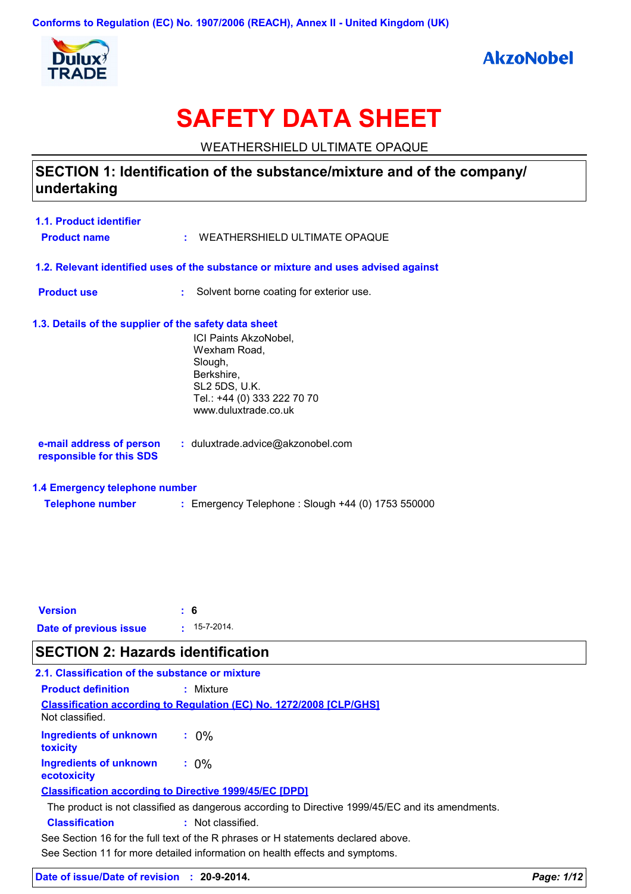Conforms to Regulation (EC) No. 1907/2006 (REACH), Annex II - United Kingdom (UK)

# SAFETY DATA SHEET

WEATHERSHIELD ULTIMATE OPAQUE

## SECTION 1: Identification of the substance/mixture and of the company/ undertaking

### 1.1. Product identifier

**Product name** : WEATHERSHIELD ULTIMATE OPAQUE

### 1.2. Relevant identified uses of the substance or mixture and uses advised against

**Product use** : Solvent borne coating for exterior use.

### 1.3. Details of the supplier of the safety data sheet

ICI Paints AkzoNobel,
Wexham Road,
Slough,
Berkshire,
SL2 5DS, U.K.
Tel.: +44 (0) 333 222 70 70
www.duluxtrade.co.uk

**e-mail address of person responsible for this SDS** : duluxtrade.advice@akzonobel.com

### 1.4 Emergency telephone number

**Telephone number** : Emergency Telephone : Slough +44 (0) 1753 550000

**Version** : **6**

**Date of previous issue** : 15-7-2014.

## SECTION 2: Hazards identification

### 2.1. Classification of the substance or mixture

**Product definition** : Mixture

**Classification according to Regulation (EC) No. 1272/2008 [CLP/GHS]**

Not classified.

**Ingredients of unknown toxicity** : 0%

**Ingredients of unknown ecotoxicity** : 0%

**Classification according to Directive 1999/45/EC [DPD]**

The product is not classified as dangerous according to Directive 1999/45/EC and its amendments.

**Classification** : Not classified.

See Section 16 for the full text of the R phrases or H statements declared above.

See Section 11 for more detailed information on health effects and symptoms.

**Date of issue/Date of revision** : **20-9-2014.**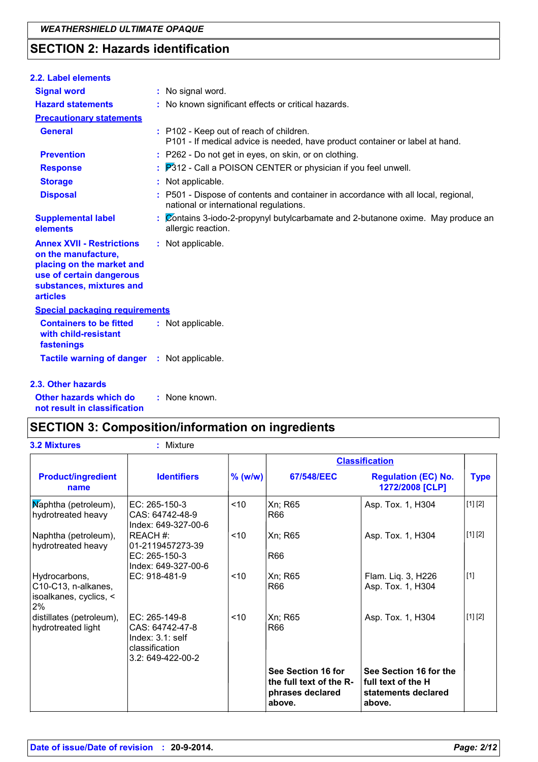## SECTION 2: Hazards identification

### 2.2. Label elements

**Signal word** : No signal word.

**Hazard statements** : No known significant effects or critical hazards.

**Precautionary statements**

**General** : P102 - Keep out of reach of children.
P101 - If medical advice is needed, have product container or label at hand.

**Prevention** : P262 - Do not get in eyes, on skin, or on clothing.

**Response** : P312 - Call a POISON CENTER or physician if you feel unwell.

**Storage** : Not applicable.

**Disposal** : P501 - Dispose of contents and container in accordance with all local, regional, national or international regulations.

**Supplemental label elements** : Contains 3-iodo-2-propynyl butylcarbamate and 2-butanone oxime. May produce an allergic reaction.

**Annex XVII - Restrictions on the manufacture, placing on the market and use of certain dangerous substances, mixtures and articles** : Not applicable.

**Special packaging requirements**

**Containers to be fitted with child-resistant fastenings** : Not applicable.

**Tactile warning of danger** : Not applicable.

### 2.3. Other hazards

**Other hazards which do not result in classification** : None known.

## SECTION 3: Composition/information on ingredients

**3.2 Mixtures** : Mixture

| Product/ingredient name | Identifiers | % (w/w) | Classification 67/548/EEC | Classification Regulation (EC) No. 1272/2008 [CLP] | Type |
|---|---|---|---|---|---|
| Naphtha (petroleum), hydrotreated heavy | EC: 265-150-3<br>CAS: 64742-48-9<br>Index: 649-327-00-6 | <10 | Xn; R65<br>R66 | Asp. Tox. 1, H304 | [1] [2] |
| Naphtha (petroleum), hydrotreated heavy | REACH #: 01-2119457273-39<br>EC: 265-150-3<br>Index: 649-327-00-6 | <10 | Xn; R65<br>R66 | Asp. Tox. 1, H304 | [1] [2] |
| Hydrocarbons, C10-C13, n-alkanes, isoalkanes, cyclics, < 2% | EC: 918-481-9 | <10 | Xn; R65<br>R66 | Flam. Liq. 3, H226<br>Asp. Tox. 1, H304 | [1] |
| distillates (petroleum), hydrotreated light | EC: 265-149-8<br>CAS: 64742-47-8<br>Index: 3.1: self classification<br>3.2: 649-422-00-2 | <10 | Xn; R65<br>R66 | Asp. Tox. 1, H304 | [1] [2] |
| | | | **See Section 16 for the full text of the R-phrases declared above.** | **See Section 16 for the full text of the H statements declared above.** | |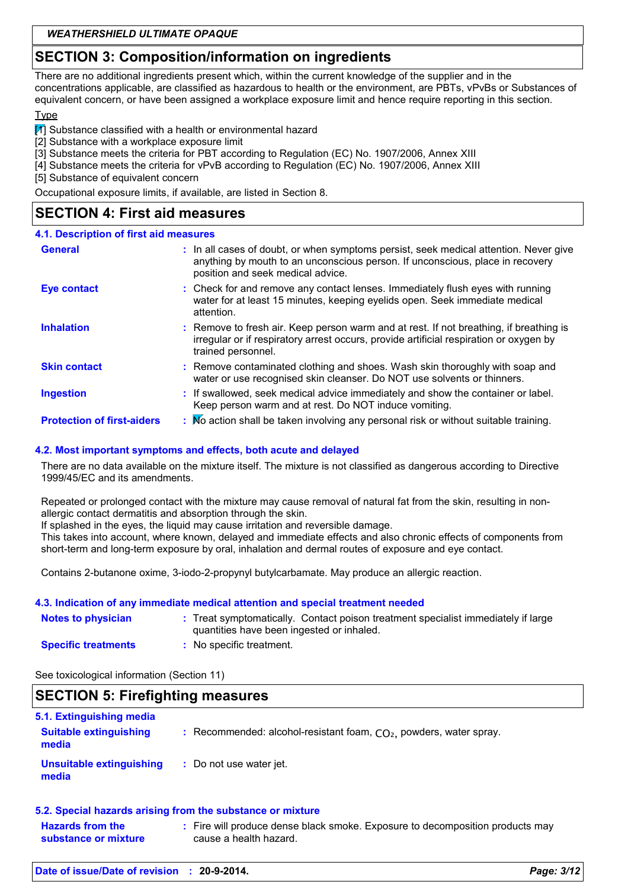## SECTION 3: Composition/information on ingredients

There are no additional ingredients present which, within the current knowledge of the supplier and in the concentrations applicable, are classified as hazardous to health or the environment, are PBTs, vPvBs or Substances of equivalent concern, or have been assigned a workplace exposure limit and hence require reporting in this section.

Type

[1] Substance classified with a health or environmental hazard
[2] Substance with a workplace exposure limit
[3] Substance meets the criteria for PBT according to Regulation (EC) No. 1907/2006, Annex XIII
[4] Substance meets the criteria for vPvB according to Regulation (EC) No. 1907/2006, Annex XIII
[5] Substance of equivalent concern

Occupational exposure limits, if available, are listed in Section 8.

## SECTION 4: First aid measures

### 4.1. Description of first aid measures

**General** : In all cases of doubt, or when symptoms persist, seek medical attention. Never give anything by mouth to an unconscious person. If unconscious, place in recovery position and seek medical advice.

**Eye contact** : Check for and remove any contact lenses. Immediately flush eyes with running water for at least 15 minutes, keeping eyelids open. Seek immediate medical attention.

**Inhalation** : Remove to fresh air. Keep person warm and at rest. If not breathing, if breathing is irregular or if respiratory arrest occurs, provide artificial respiration or oxygen by trained personnel.

**Skin contact** : Remove contaminated clothing and shoes. Wash skin thoroughly with soap and water or use recognised skin cleanser. Do NOT use solvents or thinners.

**Ingestion** : If swallowed, seek medical advice immediately and show the container or label. Keep person warm and at rest. Do NOT induce vomiting.

**Protection of first-aiders** : No action shall be taken involving any personal risk or without suitable training.

### 4.2. Most important symptoms and effects, both acute and delayed

There are no data available on the mixture itself. The mixture is not classified as dangerous according to Directive 1999/45/EC and its amendments.

Repeated or prolonged contact with the mixture may cause removal of natural fat from the skin, resulting in non-allergic contact dermatitis and absorption through the skin.
If splashed in the eyes, the liquid may cause irritation and reversible damage.
This takes into account, where known, delayed and immediate effects and also chronic effects of components from short-term and long-term exposure by oral, inhalation and dermal routes of exposure and eye contact.

Contains 2-butanone oxime, 3-iodo-2-propynyl butylcarbamate. May produce an allergic reaction.

### 4.3. Indication of any immediate medical attention and special treatment needed

**Notes to physician** : Treat symptomatically. Contact poison treatment specialist immediately if large quantities have been ingested or inhaled.

**Specific treatments** : No specific treatment.

See toxicological information (Section 11)

## SECTION 5: Firefighting measures

### 5.1. Extinguishing media

**Suitable extinguishing media** : Recommended: alcohol-resistant foam, $CO_2$, powders, water spray.

**Unsuitable extinguishing media** : Do not use water jet.

### 5.2. Special hazards arising from the substance or mixture

**Hazards from the substance or mixture** : Fire will produce dense black smoke. Exposure to decomposition products may cause a health hazard.

**Date of issue/Date of revision** : 20-9-2014.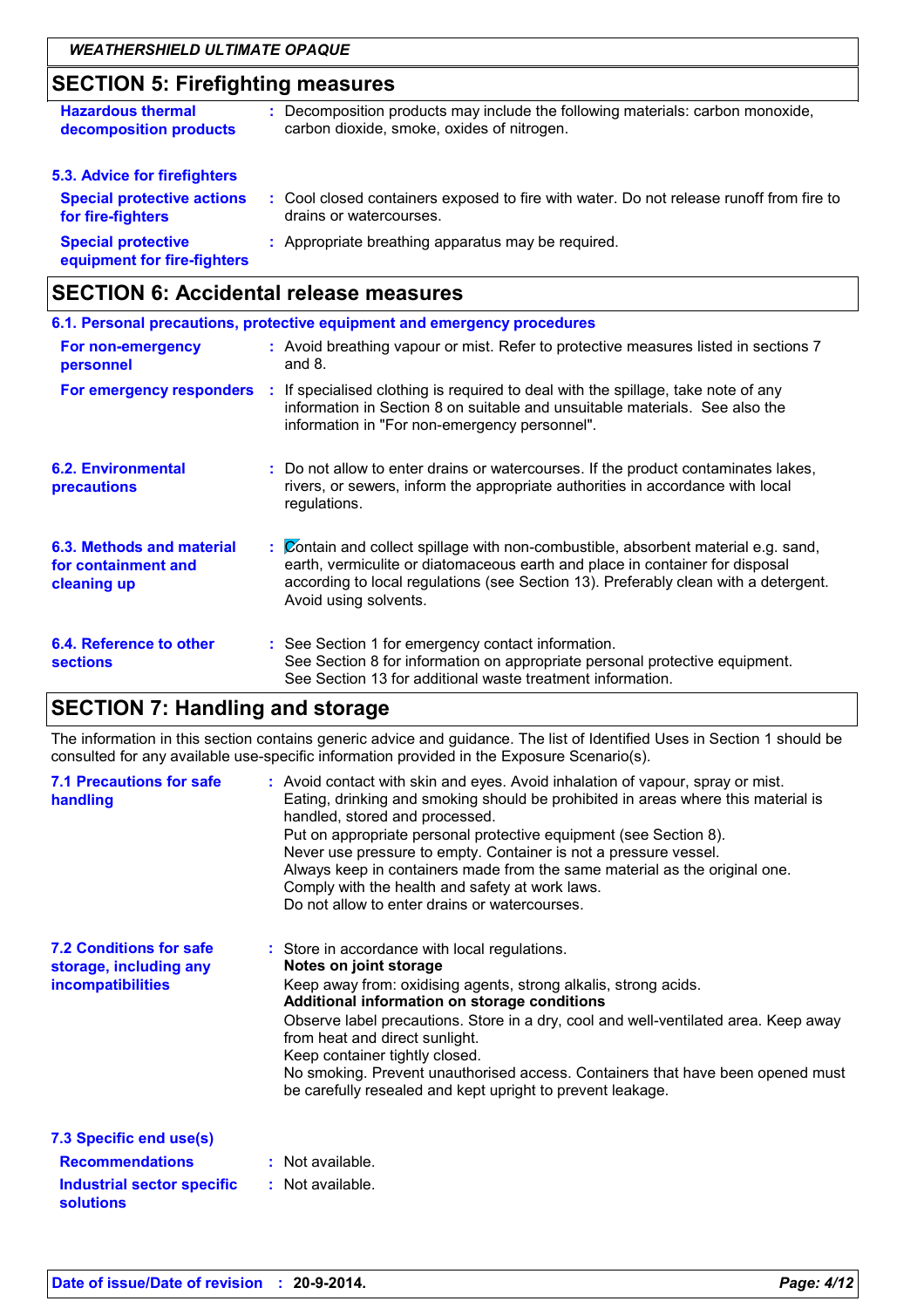## SECTION 5: Firefighting measures

**Hazardous thermal decomposition products** : Decomposition products may include the following materials: carbon monoxide, carbon dioxide, smoke, oxides of nitrogen.

### 5.3. Advice for firefighters

**Special protective actions for fire-fighters** : Cool closed containers exposed to fire with water. Do not release runoff from fire to drains or watercourses.

**Special protective equipment for fire-fighters** : Appropriate breathing apparatus may be required.

## SECTION 6: Accidental release measures

### 6.1. Personal precautions, protective equipment and emergency procedures

**For non-emergency personnel** : Avoid breathing vapour or mist. Refer to protective measures listed in sections 7 and 8.

**For emergency responders** : If specialised clothing is required to deal with the spillage, take note of any information in Section 8 on suitable and unsuitable materials. See also the information in "For non-emergency personnel".

**6.2. Environmental precautions** : Do not allow to enter drains or watercourses. If the product contaminates lakes, rivers, or sewers, inform the appropriate authorities in accordance with local regulations.

**6.3. Methods and material for containment and cleaning up** : Contain and collect spillage with non-combustible, absorbent material e.g. sand, earth, vermiculite or diatomaceous earth and place in container for disposal according to local regulations (see Section 13). Preferably clean with a detergent. Avoid using solvents.

**6.4. Reference to other sections** : See Section 1 for emergency contact information.
See Section 8 for information on appropriate personal protective equipment.
See Section 13 for additional waste treatment information.

## SECTION 7: Handling and storage

The information in this section contains generic advice and guidance. The list of Identified Uses in Section 1 should be consulted for any available use-specific information provided in the Exposure Scenario(s).

**7.1 Precautions for safe handling** : Avoid contact with skin and eyes. Avoid inhalation of vapour, spray or mist.
Eating, drinking and smoking should be prohibited in areas where this material is handled, stored and processed.
Put on appropriate personal protective equipment (see Section 8).
Never use pressure to empty. Container is not a pressure vessel.
Always keep in containers made from the same material as the original one.
Comply with the health and safety at work laws.
Do not allow to enter drains or watercourses.

**7.2 Conditions for safe storage, including any incompatibilities** : Store in accordance with local regulations.
**Notes on joint storage**
Keep away from: oxidising agents, strong alkalis, strong acids.
**Additional information on storage conditions**
Observe label precautions. Store in a dry, cool and well-ventilated area. Keep away from heat and direct sunlight.
Keep container tightly closed.
No smoking. Prevent unauthorised access. Containers that have been opened must be carefully resealed and kept upright to prevent leakage.

### 7.3 Specific end use(s)

**Recommendations** : Not available.

**Industrial sector specific solutions** : Not available.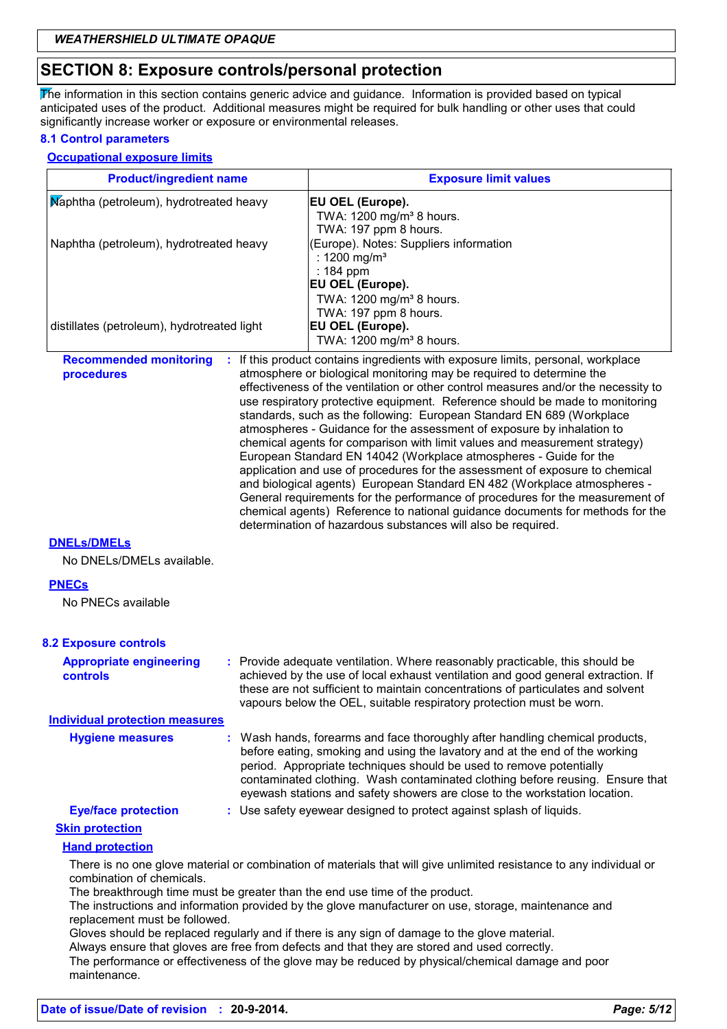## SECTION 8: Exposure controls/personal protection

The information in this section contains generic advice and guidance. Information is provided based on typical anticipated uses of the product. Additional measures might be required for bulk handling or other uses that could significantly increase worker or exposure or environmental releases.

### 8.1 Control parameters

**Occupational exposure limits**

| Product/ingredient name | Exposure limit values |
|---|---|
| Naphtha (petroleum), hydrotreated heavy | **EU OEL (Europe).**<br>TWA: 1200 mg/m³ 8 hours.<br>TWA: 197 ppm 8 hours. |
| Naphtha (petroleum), hydrotreated heavy | (Europe). Notes: Suppliers information<br>: 1200 mg/m³<br>: 184 ppm<br>**EU OEL (Europe).**<br>TWA: 1200 mg/m³ 8 hours.<br>TWA: 197 ppm 8 hours. |
| distillates (petroleum), hydrotreated light | **EU OEL (Europe).**<br>TWA: 1200 mg/m³ 8 hours. |

**Recommended monitoring procedures** : If this product contains ingredients with exposure limits, personal, workplace atmosphere or biological monitoring may be required to determine the effectiveness of the ventilation or other control measures and/or the necessity to use respiratory protective equipment. Reference should be made to monitoring standards, such as the following: European Standard EN 689 (Workplace atmospheres - Guidance for the assessment of exposure by inhalation to chemical agents for comparison with limit values and measurement strategy) European Standard EN 14042 (Workplace atmospheres - Guide for the application and use of procedures for the assessment of exposure to chemical and biological agents) European Standard EN 482 (Workplace atmospheres - General requirements for the performance of procedures for the measurement of chemical agents) Reference to national guidance documents for methods for the determination of hazardous substances will also be required.

**DNELs/DMELs**

No DNELs/DMELs available.

**PNECs**

No PNECs available

### 8.2 Exposure controls

**Appropriate engineering controls** : Provide adequate ventilation. Where reasonably practicable, this should be achieved by the use of local exhaust ventilation and good general extraction. If these are not sufficient to maintain concentrations of particulates and solvent vapours below the OEL, suitable respiratory protection must be worn.

**Individual protection measures**

**Hygiene measures** : Wash hands, forearms and face thoroughly after handling chemical products, before eating, smoking and using the lavatory and at the end of the working period. Appropriate techniques should be used to remove potentially contaminated clothing. Wash contaminated clothing before reusing. Ensure that eyewash stations and safety showers are close to the workstation location.

**Eye/face protection** : Use safety eyewear designed to protect against splash of liquids.

**Skin protection**

**Hand protection**

There is no one glove material or combination of materials that will give unlimited resistance to any individual or combination of chemicals.
The breakthrough time must be greater than the end use time of the product.
The instructions and information provided by the glove manufacturer on use, storage, maintenance and replacement must be followed.
Gloves should be replaced regularly and if there is any sign of damage to the glove material.
Always ensure that gloves are free from defects and that they are stored and used correctly.
The performance or effectiveness of the glove may be reduced by physical/chemical damage and poor maintenance.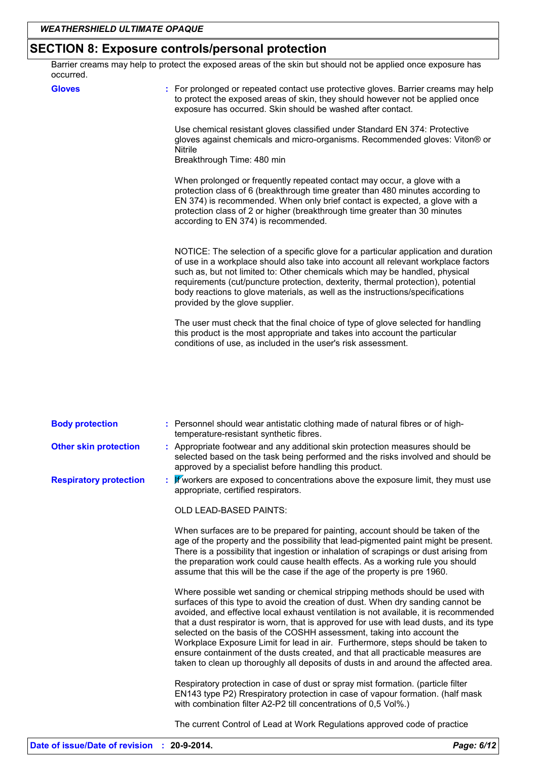## SECTION 8: Exposure controls/personal protection

Barrier creams may help to protect the exposed areas of the skin but should not be applied once exposure has occurred.

**Gloves** : For prolonged or repeated contact use protective gloves. Barrier creams may help to protect the exposed areas of skin, they should however not be applied once exposure has occurred. Skin should be washed after contact.

Use chemical resistant gloves classified under Standard EN 374: Protective gloves against chemicals and micro-organisms. Recommended gloves: Viton® or Nitrile
Breakthrough Time: 480 min

When prolonged or frequently repeated contact may occur, a glove with a protection class of 6 (breakthrough time greater than 480 minutes according to EN 374) is recommended. When only brief contact is expected, a glove with a protection class of 2 or higher (breakthrough time greater than 30 minutes according to EN 374) is recommended.

NOTICE: The selection of a specific glove for a particular application and duration of use in a workplace should also take into account all relevant workplace factors such as, but not limited to: Other chemicals which may be handled, physical requirements (cut/puncture protection, dexterity, thermal protection), potential body reactions to glove materials, as well as the instructions/specifications provided by the glove supplier.

The user must check that the final choice of type of glove selected for handling this product is the most appropriate and takes into account the particular conditions of use, as included in the user's risk assessment.

**Body protection** : Personnel should wear antistatic clothing made of natural fibres or of high-temperature-resistant synthetic fibres.

**Other skin protection** : Appropriate footwear and any additional skin protection measures should be selected based on the task being performed and the risks involved and should be approved by a specialist before handling this product.

**Respiratory protection** : If workers are exposed to concentrations above the exposure limit, they must use appropriate, certified respirators.

OLD LEAD-BASED PAINTS:

When surfaces are to be prepared for painting, account should be taken of the age of the property and the possibility that lead-pigmented paint might be present. There is a possibility that ingestion or inhalation of scrapings or dust arising from the preparation work could cause health effects. As a working rule you should assume that this will be the case if the age of the property is pre 1960.

Where possible wet sanding or chemical stripping methods should be used with surfaces of this type to avoid the creation of dust. When dry sanding cannot be avoided, and effective local exhaust ventilation is not available, it is recommended that a dust respirator is worn, that is approved for use with lead dusts, and its type selected on the basis of the COSHH assessment, taking into account the Workplace Exposure Limit for lead in air. Furthermore, steps should be taken to ensure containment of the dusts created, and that all practicable measures are taken to clean up thoroughly all deposits of dusts in and around the affected area.

Respiratory protection in case of dust or spray mist formation. (particle filter EN143 type P2) Rrespiratory protection in case of vapour formation. (half mask with combination filter A2-P2 till concentrations of 0,5 Vol%.)

The current Control of Lead at Work Regulations approved code of practice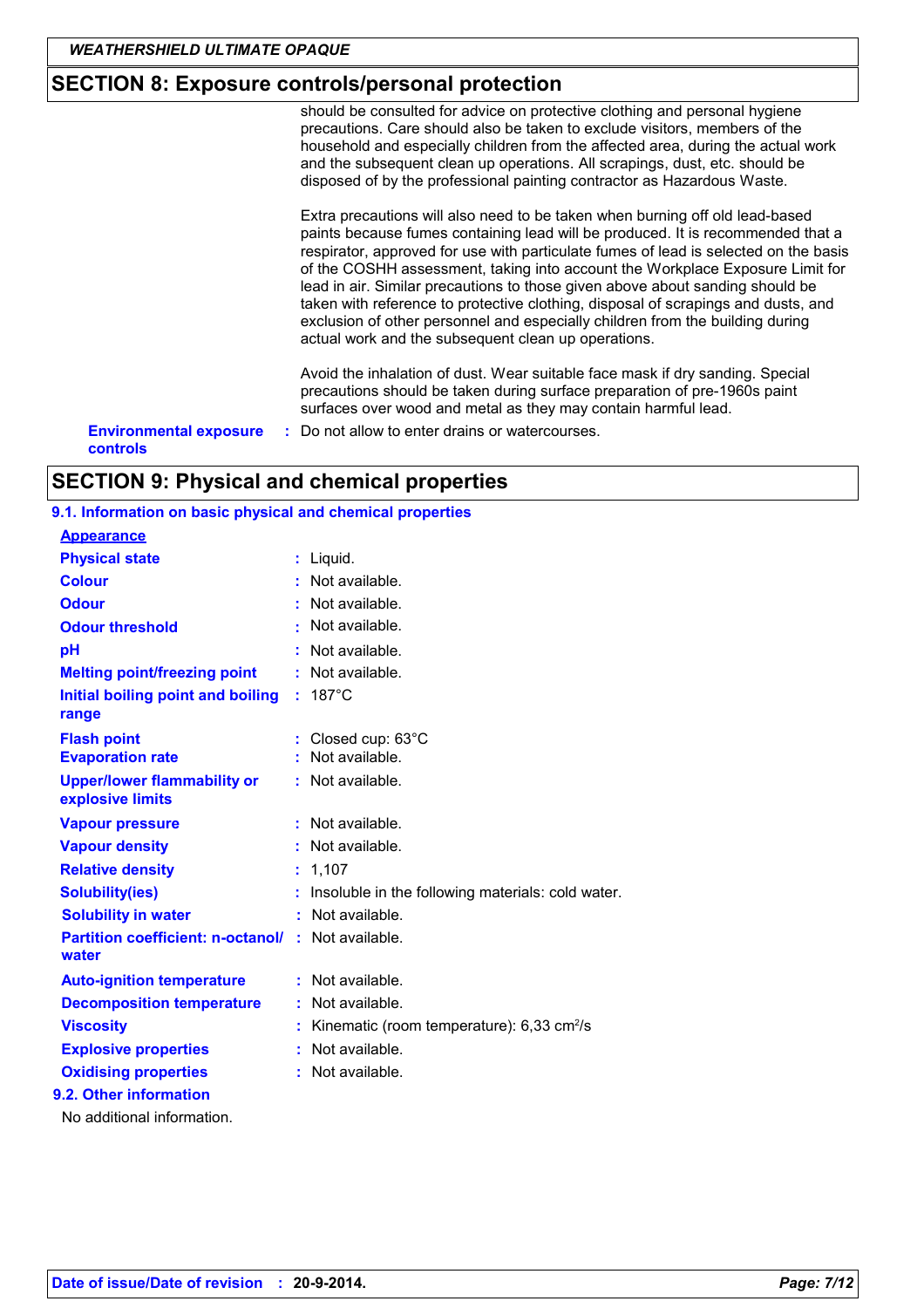## SECTION 8: Exposure controls/personal protection

should be consulted for advice on protective clothing and personal hygiene precautions. Care should also be taken to exclude visitors, members of the household and especially children from the affected area, during the actual work and the subsequent clean up operations. All scrapings, dust, etc. should be disposed of by the professional painting contractor as Hazardous Waste.

Extra precautions will also need to be taken when burning off old lead-based paints because fumes containing lead will be produced. It is recommended that a respirator, approved for use with particulate fumes of lead is selected on the basis of the COSHH assessment, taking into account the Workplace Exposure Limit for lead in air. Similar precautions to those given above about sanding should be taken with reference to protective clothing, disposal of scrapings and dusts, and exclusion of other personnel and especially children from the building during actual work and the subsequent clean up operations.

Avoid the inhalation of dust. Wear suitable face mask if dry sanding. Special precautions should be taken during surface preparation of pre-1960s paint surfaces over wood and metal as they may contain harmful lead.

**Environmental exposure controls** : Do not allow to enter drains or watercourses.

## SECTION 9: Physical and chemical properties

### 9.1. Information on basic physical and chemical properties

**Appearance**

| Property | Value |
|---|---|
| Physical state | Liquid. |
| Colour | Not available. |
| Odour | Not available. |
| Odour threshold | Not available. |
| pH | Not available. |
| Melting point/freezing point | Not available. |
| Initial boiling point and boiling range | 187°C |
| Flash point | Closed cup: 63°C |
| Evaporation rate | Not available. |
| Upper/lower flammability or explosive limits | Not available. |
| Vapour pressure | Not available. |
| Vapour density | Not available. |
| Relative density | 1,107 |
| Solubility(ies) | Insoluble in the following materials: cold water. |
| Solubility in water | Not available. |
| Partition coefficient: n-octanol/ water | Not available. |
| Auto-ignition temperature | Not available. |
| Decomposition temperature | Not available. |
| Viscosity | Kinematic (room temperature): 6,33 $cm^2/s$ |
| Explosive properties | Not available. |
| Oxidising properties | Not available. |

### 9.2. Other information

No additional information.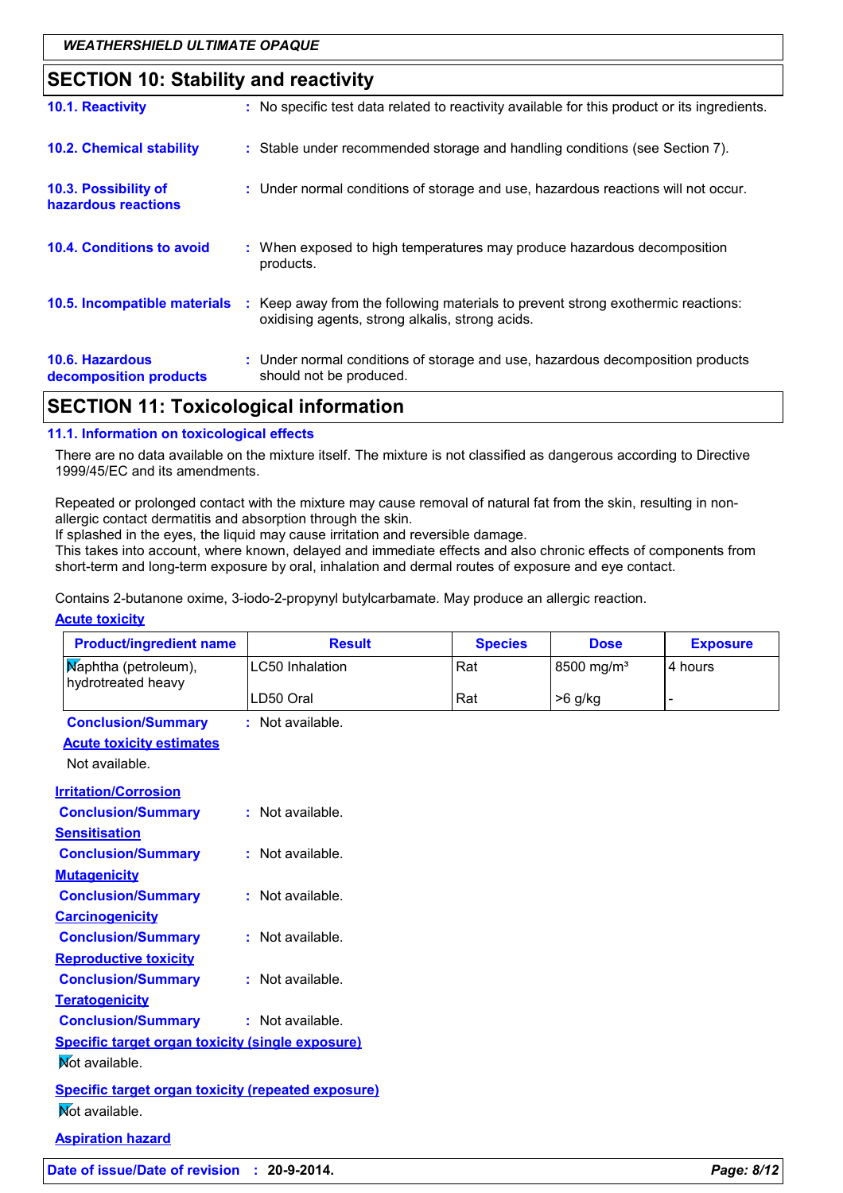## SECTION 10: Stability and reactivity

**10.1. Reactivity** : No specific test data related to reactivity available for this product or its ingredients.

**10.2. Chemical stability** : Stable under recommended storage and handling conditions (see Section 7).

**10.3. Possibility of hazardous reactions** : Under normal conditions of storage and use, hazardous reactions will not occur.

**10.4. Conditions to avoid** : When exposed to high temperatures may produce hazardous decomposition products.

**10.5. Incompatible materials** : Keep away from the following materials to prevent strong exothermic reactions: oxidising agents, strong alkalis, strong acids.

**10.6. Hazardous decomposition products** : Under normal conditions of storage and use, hazardous decomposition products should not be produced.

## SECTION 11: Toxicological information

### 11.1. Information on toxicological effects

There are no data available on the mixture itself. The mixture is not classified as dangerous according to Directive 1999/45/EC and its amendments.

Repeated or prolonged contact with the mixture may cause removal of natural fat from the skin, resulting in non-allergic contact dermatitis and absorption through the skin.
If splashed in the eyes, the liquid may cause irritation and reversible damage.
This takes into account, where known, delayed and immediate effects and also chronic effects of components from short-term and long-term exposure by oral, inhalation and dermal routes of exposure and eye contact.

Contains 2-butanone oxime, 3-iodo-2-propynyl butylcarbamate. May produce an allergic reaction.

**Acute toxicity**

| Product/ingredient name | Result | Species | Dose | Exposure |
|---|---|---|---|---|
| Naphtha (petroleum), hydrotreated heavy | LC50 Inhalation | Rat | 8500 mg/m³ | 4 hours |
| | LD50 Oral | Rat | >6 g/kg | - |

**Conclusion/Summary** : Not available.

**Acute toxicity estimates**

Not available.

**Irritation/Corrosion**

**Conclusion/Summary** : Not available.

**Sensitisation**

**Conclusion/Summary** : Not available.

**Mutagenicity**

**Conclusion/Summary** : Not available.

**Carcinogenicity**

**Conclusion/Summary** : Not available.

**Reproductive toxicity**

**Conclusion/Summary** : Not available.

**Teratogenicity**

**Conclusion/Summary** : Not available.

**Specific target organ toxicity (single exposure)**

Not available.

**Specific target organ toxicity (repeated exposure)**

Not available.

**Aspiration hazard**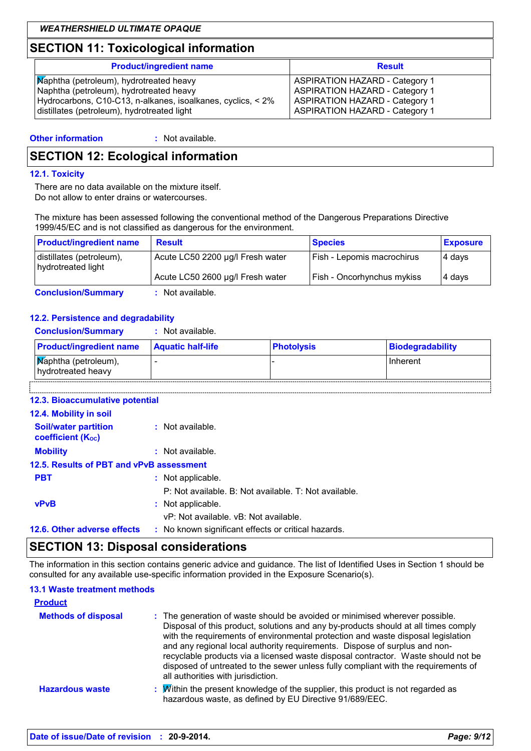## SECTION 11: Toxicological information

| Product/ingredient name | Result |
|---|---|
| Naphtha (petroleum), hydrotreated heavy | ASPIRATION HAZARD - Category 1 |
| Naphtha (petroleum), hydrotreated heavy | ASPIRATION HAZARD - Category 1 |
| Hydrocarbons, C10-C13, n-alkanes, isoalkanes, cyclics, < 2% | ASPIRATION HAZARD - Category 1 |
| distillates (petroleum), hydrotreated light | ASPIRATION HAZARD - Category 1 |

**Other information** : Not available.

## SECTION 12: Ecological information

### 12.1. Toxicity

There are no data available on the mixture itself.
Do not allow to enter drains or watercourses.

The mixture has been assessed following the conventional method of the Dangerous Preparations Directive 1999/45/EC and is not classified as dangerous for the environment.

| Product/ingredient name | Result | Species | Exposure |
|---|---|---|---|
| distillates (petroleum), hydrotreated light | Acute LC50 2200 µg/l Fresh water | Fish - Lepomis macrochirus | 4 days |
| | Acute LC50 2600 µg/l Fresh water | Fish - Oncorhynchus mykiss | 4 days |

**Conclusion/Summary** : Not available.

### 12.2. Persistence and degradability

**Conclusion/Summary** : Not available.

| Product/ingredient name | Aquatic half-life | Photolysis | Biodegradability |
|---|---|---|---|
| Naphtha (petroleum), hydrotreated heavy | - | - | Inherent |

### 12.3. Bioaccumulative potential

### 12.4. Mobility in soil

**Soil/water partition coefficient ($K_{OC}$)** : Not available.

**Mobility** : Not available.

### 12.5. Results of PBT and vPvB assessment

**PBT** : Not applicable.
P: Not available. B: Not available. T: Not available.

**vPvB** : Not applicable.
vP: Not available. vB: Not available.

### 12.6. Other adverse effects

: No known significant effects or critical hazards.

## SECTION 13: Disposal considerations

The information in this section contains generic advice and guidance. The list of Identified Uses in Section 1 should be consulted for any available use-specific information provided in the Exposure Scenario(s).

### 13.1 Waste treatment methods

**Product**

**Methods of disposal** : The generation of waste should be avoided or minimised wherever possible. Disposal of this product, solutions and any by-products should at all times comply with the requirements of environmental protection and waste disposal legislation and any regional local authority requirements. Dispose of surplus and non-recyclable products via a licensed waste disposal contractor. Waste should not be disposed of untreated to the sewer unless fully compliant with the requirements of all authorities with jurisdiction.

**Hazardous waste** : Within the present knowledge of the supplier, this product is not regarded as hazardous waste, as defined by EU Directive 91/689/EEC.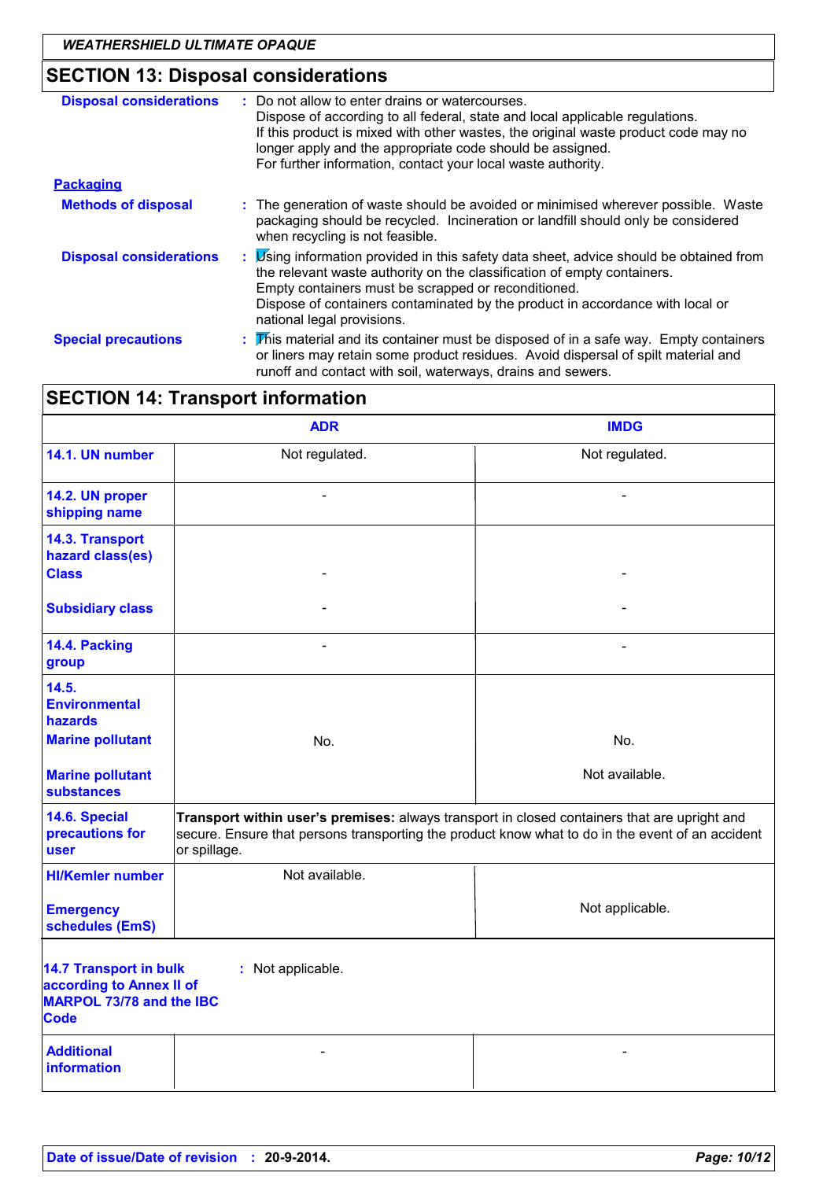## SECTION 13: Disposal considerations

**Disposal considerations** : Do not allow to enter drains or watercourses.
Dispose of according to all federal, state and local applicable regulations.
If this product is mixed with other wastes, the original waste product code may no longer apply and the appropriate code should be assigned.
For further information, contact your local waste authority.

**Packaging**

**Methods of disposal** : The generation of waste should be avoided or minimised wherever possible. Waste packaging should be recycled. Incineration or landfill should only be considered when recycling is not feasible.

**Disposal considerations** : Using information provided in this safety data sheet, advice should be obtained from the relevant waste authority on the classification of empty containers.
Empty containers must be scrapped or reconditioned.
Dispose of containers contaminated by the product in accordance with local or national legal provisions.

**Special precautions** : This material and its container must be disposed of in a safe way. Empty containers or liners may retain some product residues. Avoid dispersal of spilt material and runoff and contact with soil, waterways, drains and sewers.

## SECTION 14: Transport information

| | ADR | IMDG |
|---|---|---|
| **14.1. UN number** | Not regulated. | Not regulated. |
| **14.2. UN proper shipping name** | - | - |
| **14.3. Transport hazard class(es)** Class | - | - |
| Subsidiary class | - | - |
| **14.4. Packing group** | - | - |
| **14.5. Environmental hazards** Marine pollutant | No. | No. |
| Marine pollutant substances | | Not available. |
| **14.6. Special precautions for user** | **Transport within user's premises:** always transport in closed containers that are upright and secure. Ensure that persons transporting the product know what to do in the event of an accident or spillage. | |
| **HI/Kemler number** | Not available. | |
| **Emergency schedules (EmS)** | | Not applicable. |

**14.7 Transport in bulk according to Annex II of MARPOL 73/78 and the IBC Code** : Not applicable.

| | | |
|---|---|---|
| **Additional information** | - | - |

**Date of issue/Date of revision** : **20-9-2014.**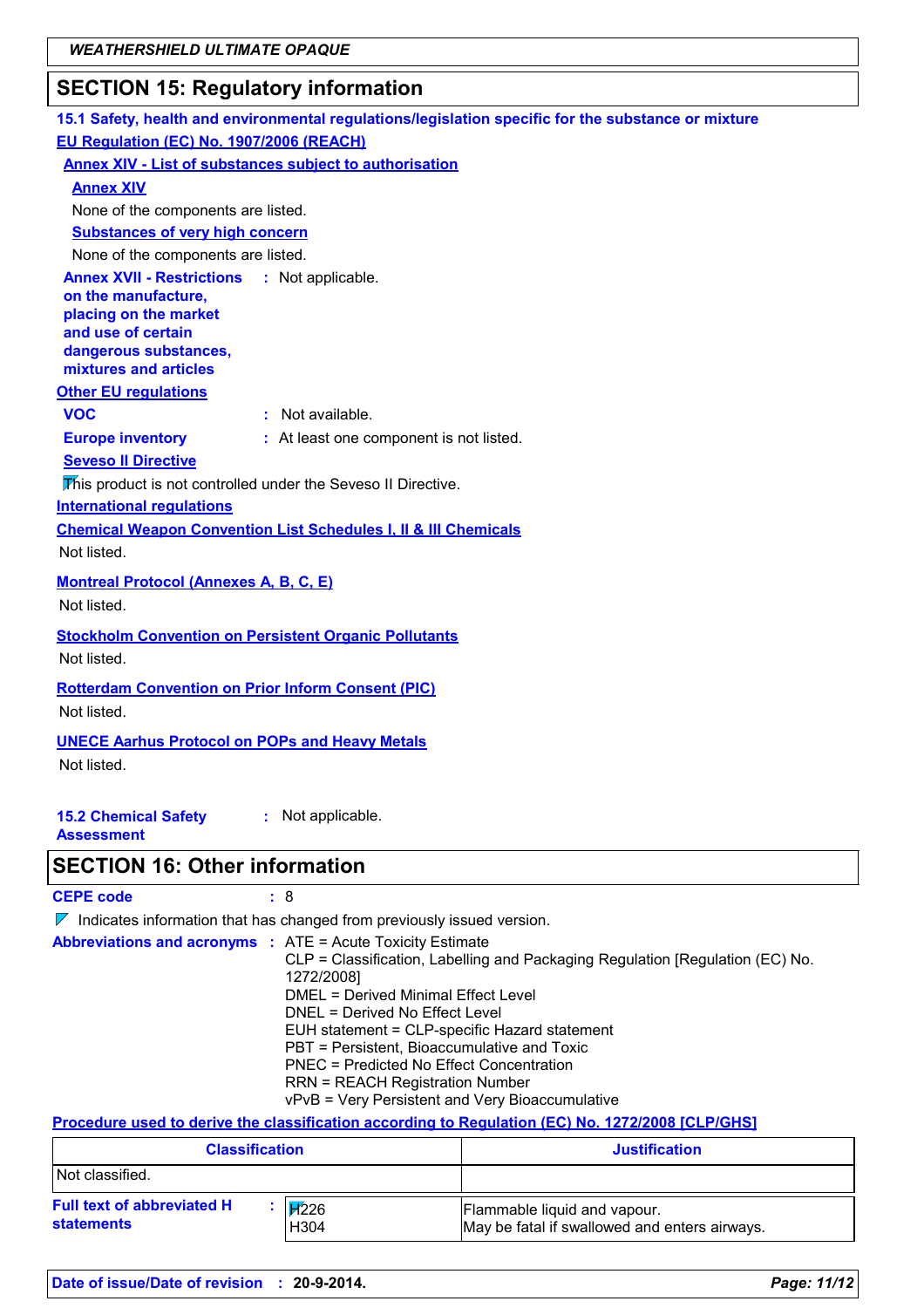## SECTION 15: Regulatory information

### 15.1 Safety, health and environmental regulations/legislation specific for the substance or mixture

**EU Regulation (EC) No. 1907/2006 (REACH)**

**Annex XIV - List of substances subject to authorisation**

**Annex XIV**

None of the components are listed.

**Substances of very high concern**

None of the components are listed.

**Annex XVII - Restrictions on the manufacture, placing on the market and use of certain dangerous substances, mixtures and articles** : Not applicable.

**Other EU regulations**

**VOC** : Not available.

**Europe inventory** : At least one component is not listed.

**Seveso II Directive**

This product is not controlled under the Seveso II Directive.

**International regulations**

**Chemical Weapon Convention List Schedules I, II & III Chemicals**

Not listed.

**Montreal Protocol (Annexes A, B, C, E)**

Not listed.

**Stockholm Convention on Persistent Organic Pollutants**

Not listed.

**Rotterdam Convention on Prior Inform Consent (PIC)**

Not listed.

**UNECE Aarhus Protocol on POPs and Heavy Metals**

Not listed.

**15.2 Chemical Safety Assessment** : Not applicable.

## SECTION 16: Other information

**CEPE code** : 8

Indicates information that has changed from previously issued version.

**Abbreviations and acronyms** : ATE = Acute Toxicity Estimate
CLP = Classification, Labelling and Packaging Regulation [Regulation (EC) No. 1272/2008]
DMEL = Derived Minimal Effect Level
DNEL = Derived No Effect Level
EUH statement = CLP-specific Hazard statement
PBT = Persistent, Bioaccumulative and Toxic
PNEC = Predicted No Effect Concentration
RRN = REACH Registration Number
vPvB = Very Persistent and Very Bioaccumulative

**Procedure used to derive the classification according to Regulation (EC) No. 1272/2008 [CLP/GHS]**

| Classification | Justification |
|---|---|
| Not classified. | |

**Full text of abbreviated H statements** :

| | |
|---|---|
| H226 | Flammable liquid and vapour. |
| H304 | May be fatal if swallowed and enters airways. |

**Date of issue/Date of revision** : 20-9-2014.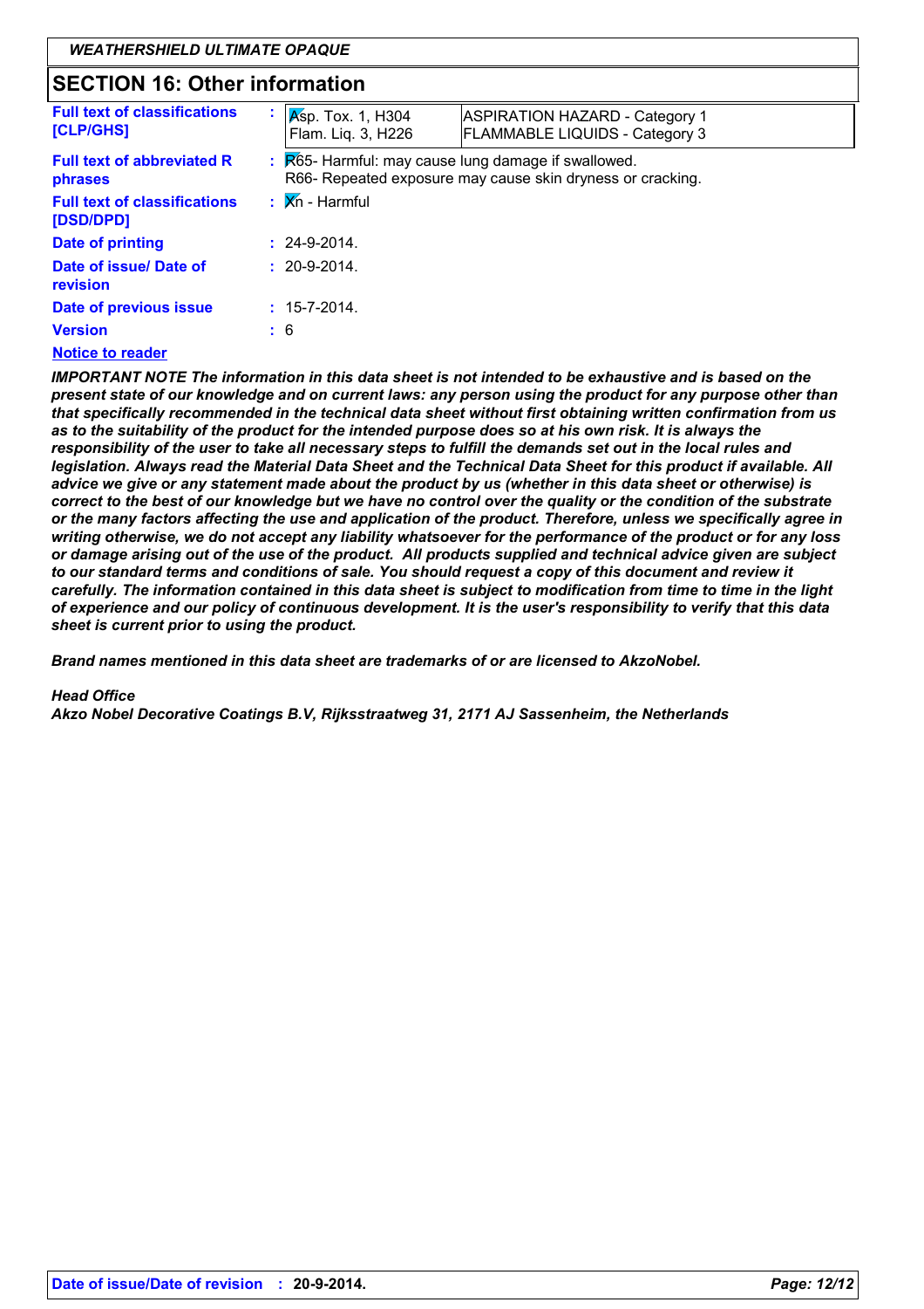## SECTION 16: Other information

**Full text of classifications [CLP/GHS]** :

| | |
|---|---|
| Asp. Tox. 1, H304 | ASPIRATION HAZARD - Category 1 |
| Flam. Liq. 3, H226 | FLAMMABLE LIQUIDS - Category 3 |

**Full text of abbreviated R phrases** : R65- Harmful: may cause lung damage if swallowed.
R66- Repeated exposure may cause skin dryness or cracking.

**Full text of classifications [DSD/DPD]** : Xn - Harmful

**Date of printing** : 24-9-2014.

**Date of issue/ Date of revision** : 20-9-2014.

**Date of previous issue** : 15-7-2014.

**Version** : 6

**Notice to reader**

***IMPORTANT NOTE The information in this data sheet is not intended to be exhaustive and is based on the present state of our knowledge and on current laws: any person using the product for any purpose other than that specifically recommended in the technical data sheet without first obtaining written confirmation from us as to the suitability of the product for the intended purpose does so at his own risk. It is always the responsibility of the user to take all necessary steps to fulfill the demands set out in the local rules and legislation. Always read the Material Data Sheet and the Technical Data Sheet for this product if available. All advice we give or any statement made about the product by us (whether in this data sheet or otherwise) is correct to the best of our knowledge but we have no control over the quality or the condition of the substrate or the many factors affecting the use and application of the product. Therefore, unless we specifically agree in writing otherwise, we do not accept any liability whatsoever for the performance of the product or for any loss or damage arising out of the use of the product. All products supplied and technical advice given are subject to our standard terms and conditions of sale. You should request a copy of this document and review it carefully. The information contained in this data sheet is subject to modification from time to time in the light of experience and our policy of continuous development. It is the user's responsibility to verify that this data sheet is current prior to using the product.***

***Brand names mentioned in this data sheet are trademarks of or are licensed to AkzoNobel.***

***Head Office***
***Akzo Nobel Decorative Coatings B.V, Rijksstraatweg 31, 2171 AJ Sassenheim, the Netherlands***